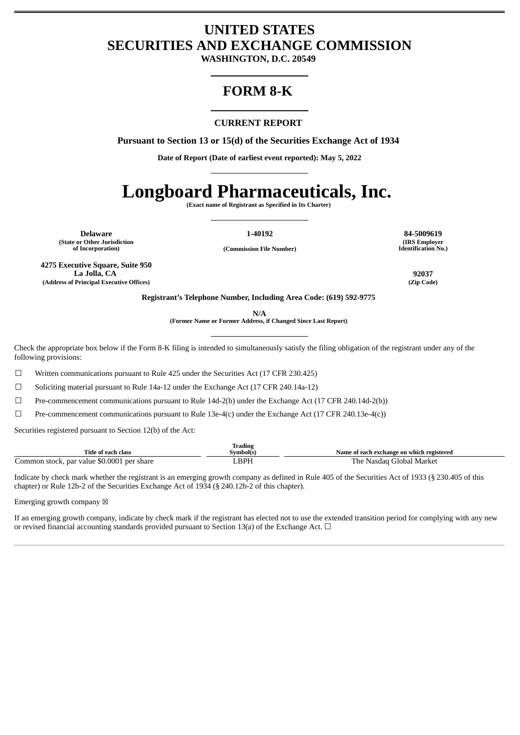# UNITED STATES SECURITIES AND EXCHANGE COMMISSION

**WASHINGTON, D.C. 20549**

# FORM 8-K

**CURRENT REPORT**

**Pursuant to Section 13 or 15(d) of the Securities Exchange Act of 1934**

**Date of Report (Date of earliest event reported): May 5, 2022**

# Longboard Pharmaceuticals, Inc.

**(Exact name of Registrant as Specified in Its Charter)**

| Delaware | 1-40192 | 84-5009619 |
|---|---|---|
| (State or Other Jurisdiction of Incorporation) | (Commission File Number) | (IRS Employer Identification No.) |

| 4275 Executive Square, Suite 950 La Jolla, CA | 92037 |
|---|---|
| (Address of Principal Executive Offices) | (Zip Code) |

**Registrant's Telephone Number, Including Area Code: (619) 592-9775**

**N/A**
**(Former Name or Former Address, if Changed Since Last Report)**

Check the appropriate box below if the Form 8-K filing is intended to simultaneously satisfy the filing obligation of the registrant under any of the following provisions:

☐ Written communications pursuant to Rule 425 under the Securities Act (17 CFR 230.425)

☐ Soliciting material pursuant to Rule 14a-12 under the Exchange Act (17 CFR 240.14a-12)

☐ Pre-commencement communications pursuant to Rule 14d-2(b) under the Exchange Act (17 CFR 240.14d-2(b))

☐ Pre-commencement communications pursuant to Rule 13e-4(c) under the Exchange Act (17 CFR 240.13e-4(c))

Securities registered pursuant to Section 12(b) of the Act:

| Title of each class | Trading Symbol(s) | Name of each exchange on which registered |
|---|---|---|
| Common stock, par value $0.0001 per share | LBPH | The Nasdaq Global Market |

Indicate by check mark whether the registrant is an emerging growth company as defined in Rule 405 of the Securities Act of 1933 (§ 230.405 of this chapter) or Rule 12b-2 of the Securities Exchange Act of 1934 (§ 240.12b-2 of this chapter).

Emerging growth company ☒

If an emerging growth company, indicate by check mark if the registrant has elected not to use the extended transition period for complying with any new or revised financial accounting standards provided pursuant to Section 13(a) of the Exchange Act. ☐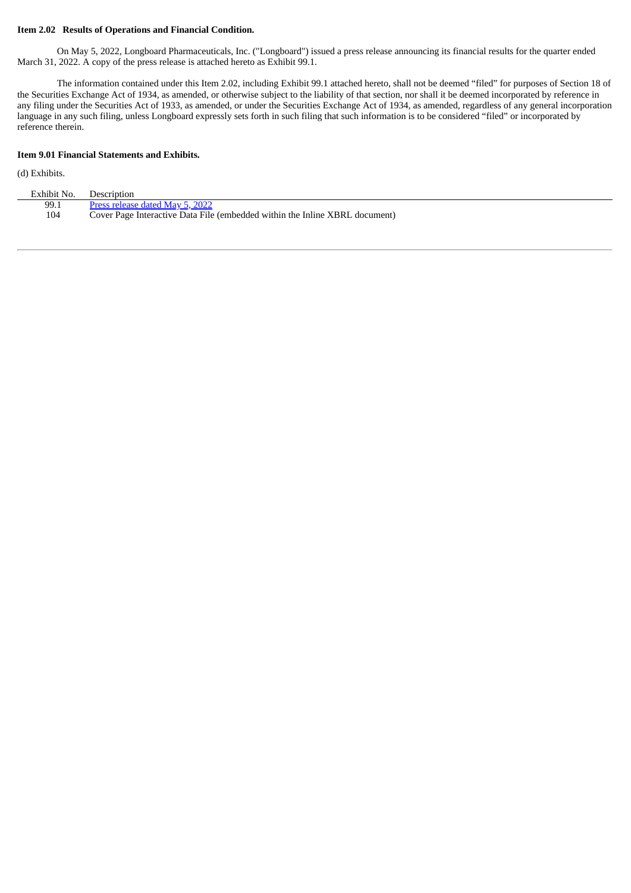**Item 2.02 Results of Operations and Financial Condition.**

On May 5, 2022, Longboard Pharmaceuticals, Inc. ("Longboard") issued a press release announcing its financial results for the quarter ended March 31, 2022. A copy of the press release is attached hereto as Exhibit 99.1.

The information contained under this Item 2.02, including Exhibit 99.1 attached hereto, shall not be deemed "filed" for purposes of Section 18 of the Securities Exchange Act of 1934, as amended, or otherwise subject to the liability of that section, nor shall it be deemed incorporated by reference in any filing under the Securities Act of 1933, as amended, or under the Securities Exchange Act of 1934, as amended, regardless of any general incorporation language in any such filing, unless Longboard expressly sets forth in such filing that such information is to be considered "filed" or incorporated by reference therein.

**Item 9.01 Financial Statements and Exhibits.**

(d) Exhibits.

| Exhibit No. | Description |
| --- | --- |
| 99.1 | Press release dated May 5, 2022 |
| 104 | Cover Page Interactive Data File (embedded within the Inline XBRL document) |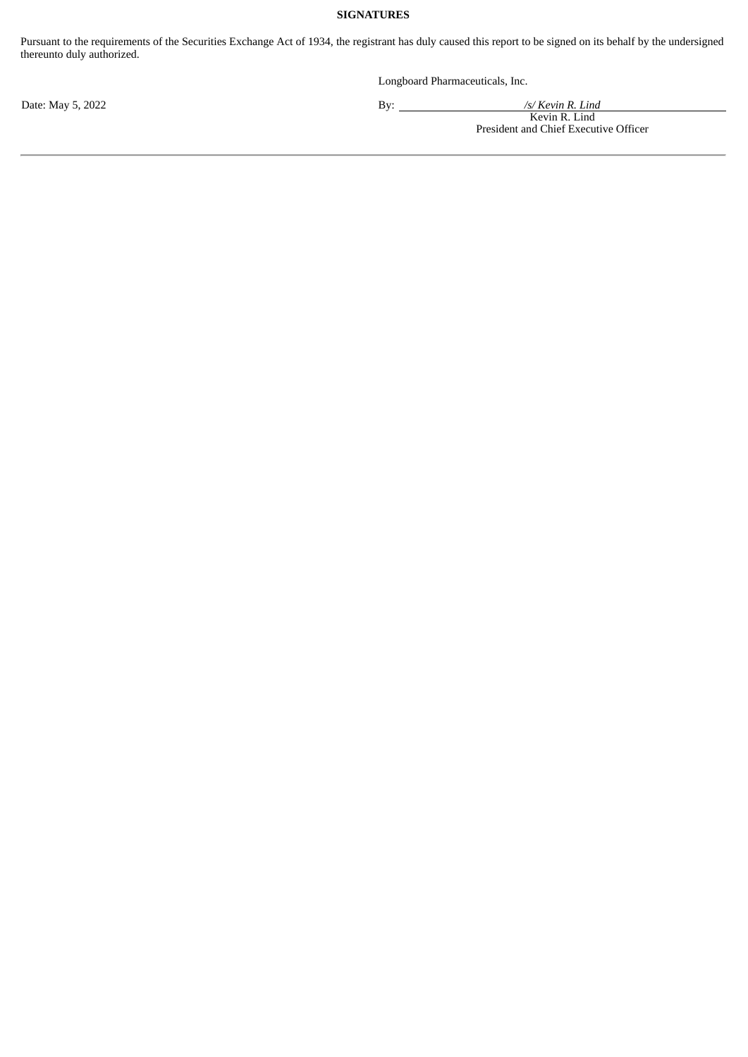**SIGNATURES**

Pursuant to the requirements of the Securities Exchange Act of 1934, the registrant has duly caused this report to be signed on its behalf by the undersigned thereunto duly authorized.

Longboard Pharmaceuticals, Inc.

Date: May 5, 2022

By: *\/s\/ Kevin R. Lind*

Kevin R. Lind

President and Chief Executive Officer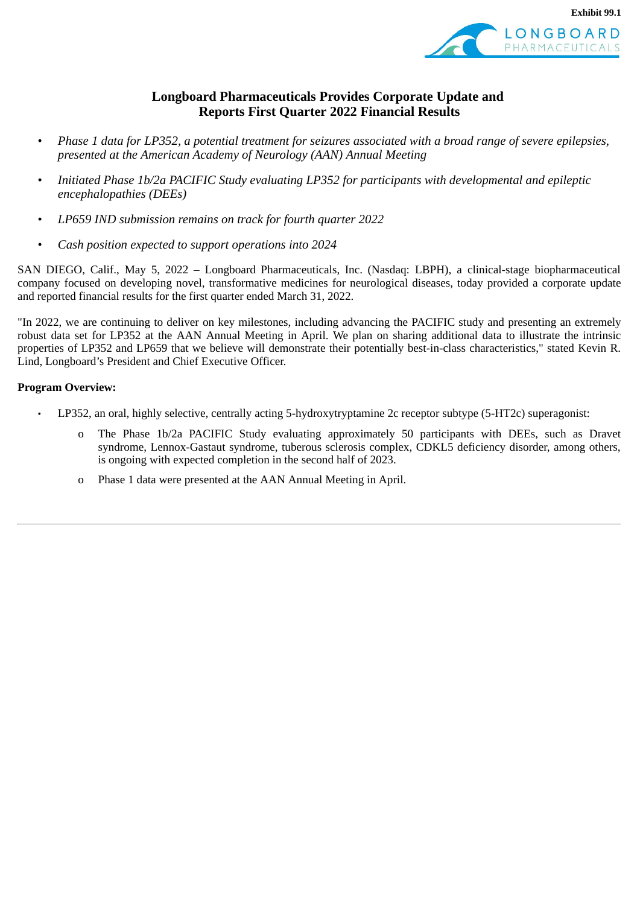Exhibit 99.1

## Longboard Pharmaceuticals Provides Corporate Update and Reports First Quarter 2022 Financial Results

- *Phase 1 data for LP352, a potential treatment for seizures associated with a broad range of severe epilepsies, presented at the American Academy of Neurology (AAN) Annual Meeting*
- *Initiated Phase 1b/2a PACIFIC Study evaluating LP352 for participants with developmental and epileptic encephalopathies (DEEs)*
- *LP659 IND submission remains on track for fourth quarter 2022*
- *Cash position expected to support operations into 2024*

SAN DIEGO, Calif., May 5, 2022 – Longboard Pharmaceuticals, Inc. (Nasdaq: LBPH), a clinical-stage biopharmaceutical company focused on developing novel, transformative medicines for neurological diseases, today provided a corporate update and reported financial results for the first quarter ended March 31, 2022.

"In 2022, we are continuing to deliver on key milestones, including advancing the PACIFIC study and presenting an extremely robust data set for LP352 at the AAN Annual Meeting in April. We plan on sharing additional data to illustrate the intrinsic properties of LP352 and LP659 that we believe will demonstrate their potentially best-in-class characteristics," stated Kevin R. Lind, Longboard's President and Chief Executive Officer.

**Program Overview:**

- LP352, an oral, highly selective, centrally acting 5-hydroxytryptamine 2c receptor subtype (5-HT2c) superagonist:
  - The Phase 1b/2a PACIFIC Study evaluating approximately 50 participants with DEEs, such as Dravet syndrome, Lennox-Gastaut syndrome, tuberous sclerosis complex, CDKL5 deficiency disorder, among others, is ongoing with expected completion in the second half of 2023.
  - Phase 1 data were presented at the AAN Annual Meeting in April.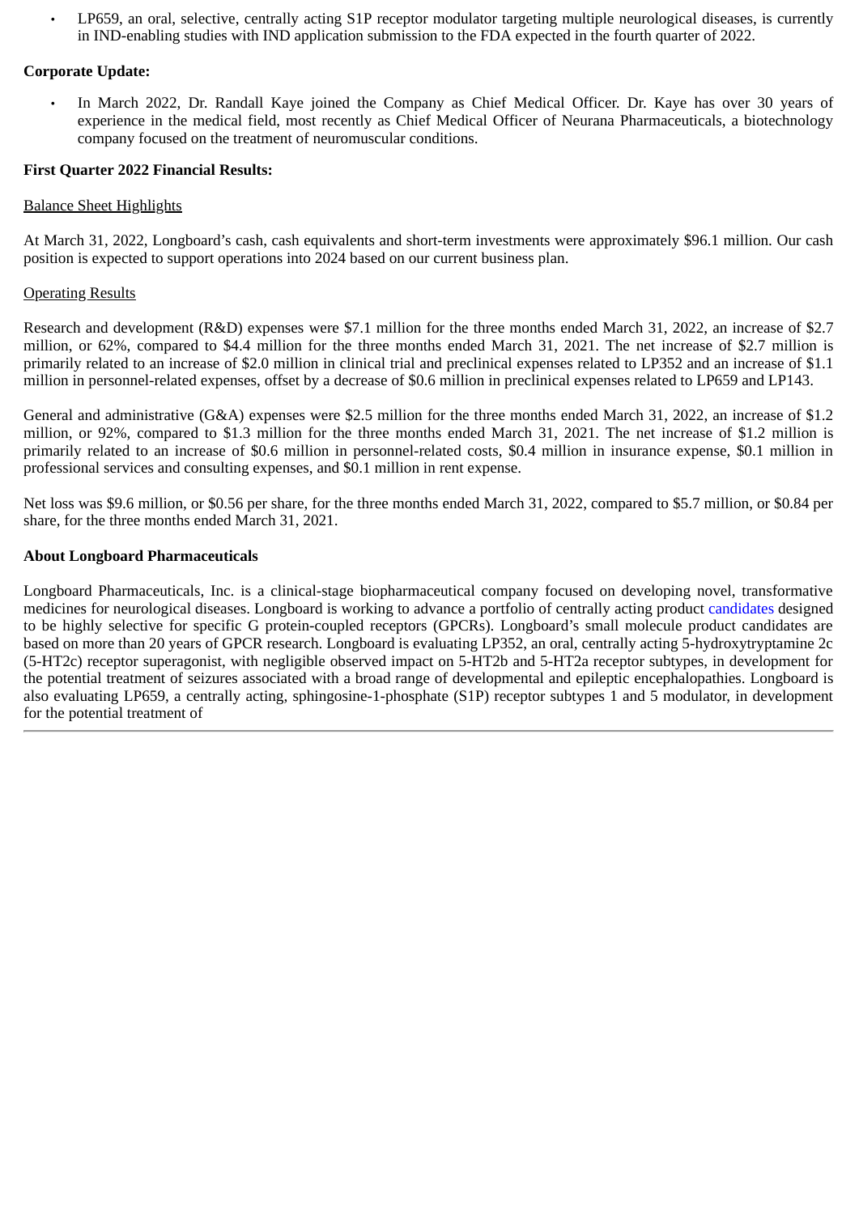- LP659, an oral, selective, centrally acting S1P receptor modulator targeting multiple neurological diseases, is currently in IND-enabling studies with IND application submission to the FDA expected in the fourth quarter of 2022.

**Corporate Update:**

- In March 2022, Dr. Randall Kaye joined the Company as Chief Medical Officer. Dr. Kaye has over 30 years of experience in the medical field, most recently as Chief Medical Officer of Neurana Pharmaceuticals, a biotechnology company focused on the treatment of neuromuscular conditions.

**First Quarter 2022 Financial Results:**

Balance Sheet Highlights

At March 31, 2022, Longboard's cash, cash equivalents and short-term investments were approximately $96.1 million. Our cash position is expected to support operations into 2024 based on our current business plan.

Operating Results

Research and development (R&D) expenses were $7.1 million for the three months ended March 31, 2022, an increase of $2.7 million, or 62%, compared to $4.4 million for the three months ended March 31, 2021. The net increase of $2.7 million is primarily related to an increase of $2.0 million in clinical trial and preclinical expenses related to LP352 and an increase of $1.1 million in personnel-related expenses, offset by a decrease of $0.6 million in preclinical expenses related to LP659 and LP143.

General and administrative (G&A) expenses were $2.5 million for the three months ended March 31, 2022, an increase of $1.2 million, or 92%, compared to $1.3 million for the three months ended March 31, 2021. The net increase of $1.2 million is primarily related to an increase of $0.6 million in personnel-related costs, $0.4 million in insurance expense, $0.1 million in professional services and consulting expenses, and $0.1 million in rent expense.

Net loss was $9.6 million, or $0.56 per share, for the three months ended March 31, 2022, compared to $5.7 million, or $0.84 per share, for the three months ended March 31, 2021.

**About Longboard Pharmaceuticals**

Longboard Pharmaceuticals, Inc. is a clinical-stage biopharmaceutical company focused on developing novel, transformative medicines for neurological diseases. Longboard is working to advance a portfolio of centrally acting product candidates designed to be highly selective for specific G protein-coupled receptors (GPCRs). Longboard's small molecule product candidates are based on more than 20 years of GPCR research. Longboard is evaluating LP352, an oral, centrally acting 5-hydroxytryptamine 2c (5-HT2c) receptor superagonist, with negligible observed impact on 5-HT2b and 5-HT2a receptor subtypes, in development for the potential treatment of seizures associated with a broad range of developmental and epileptic encephalopathies. Longboard is also evaluating LP659, a centrally acting, sphingosine-1-phosphate (S1P) receptor subtypes 1 and 5 modulator, in development for the potential treatment of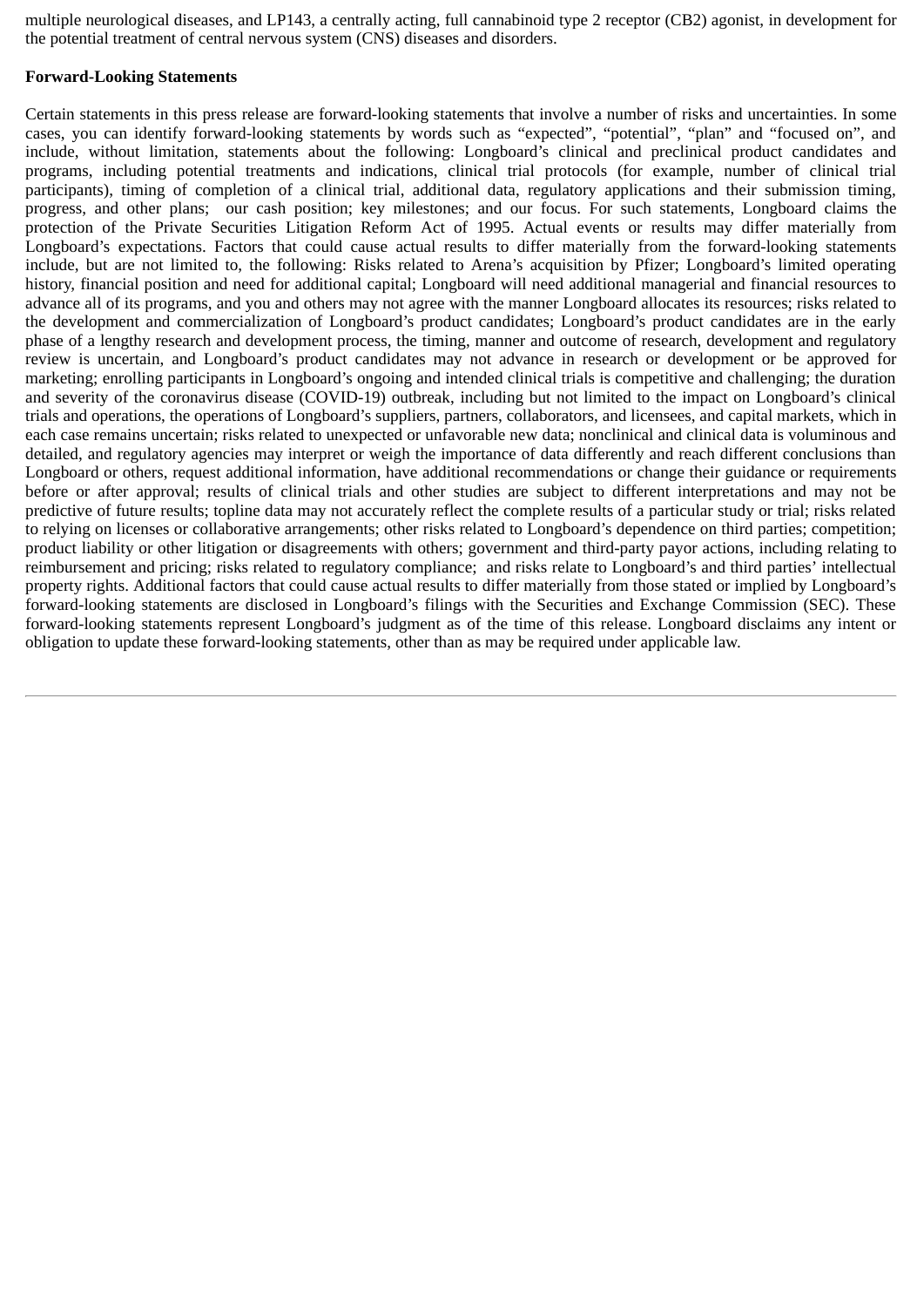multiple neurological diseases, and LP143, a centrally acting, full cannabinoid type 2 receptor (CB2) agonist, in development for the potential treatment of central nervous system (CNS) diseases and disorders.

**Forward-Looking Statements**

Certain statements in this press release are forward-looking statements that involve a number of risks and uncertainties. In some cases, you can identify forward-looking statements by words such as "expected", "potential", "plan" and "focused on", and include, without limitation, statements about the following: Longboard's clinical and preclinical product candidates and programs, including potential treatments and indications, clinical trial protocols (for example, number of clinical trial participants), timing of completion of a clinical trial, additional data, regulatory applications and their submission timing, progress, and other plans; our cash position; key milestones; and our focus. For such statements, Longboard claims the protection of the Private Securities Litigation Reform Act of 1995. Actual events or results may differ materially from Longboard's expectations. Factors that could cause actual results to differ materially from the forward-looking statements include, but are not limited to, the following: Risks related to Arena's acquisition by Pfizer; Longboard's limited operating history, financial position and need for additional capital; Longboard will need additional managerial and financial resources to advance all of its programs, and you and others may not agree with the manner Longboard allocates its resources; risks related to the development and commercialization of Longboard's product candidates; Longboard's product candidates are in the early phase of a lengthy research and development process, the timing, manner and outcome of research, development and regulatory review is uncertain, and Longboard's product candidates may not advance in research or development or be approved for marketing; enrolling participants in Longboard's ongoing and intended clinical trials is competitive and challenging; the duration and severity of the coronavirus disease (COVID-19) outbreak, including but not limited to the impact on Longboard's clinical trials and operations, the operations of Longboard's suppliers, partners, collaborators, and licensees, and capital markets, which in each case remains uncertain; risks related to unexpected or unfavorable new data; nonclinical and clinical data is voluminous and detailed, and regulatory agencies may interpret or weigh the importance of data differently and reach different conclusions than Longboard or others, request additional information, have additional recommendations or change their guidance or requirements before or after approval; results of clinical trials and other studies are subject to different interpretations and may not be predictive of future results; topline data may not accurately reflect the complete results of a particular study or trial; risks related to relying on licenses or collaborative arrangements; other risks related to Longboard's dependence on third parties; competition; product liability or other litigation or disagreements with others; government and third-party payor actions, including relating to reimbursement and pricing; risks related to regulatory compliance; and risks relate to Longboard's and third parties' intellectual property rights. Additional factors that could cause actual results to differ materially from those stated or implied by Longboard's forward-looking statements are disclosed in Longboard's filings with the Securities and Exchange Commission (SEC). These forward-looking statements represent Longboard's judgment as of the time of this release. Longboard disclaims any intent or obligation to update these forward-looking statements, other than as may be required under applicable law.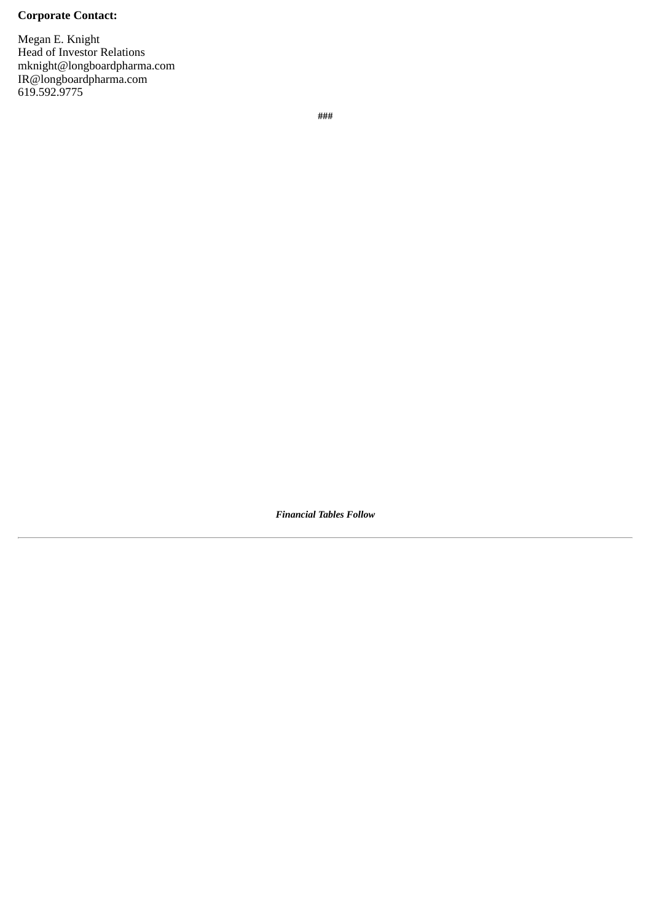**Corporate Contact:**

Megan E. Knight  
Head of Investor Relations  
mknight@longboardpharma.com  
IR@longboardpharma.com  
619.592.9775

###

***Financial Tables Follow***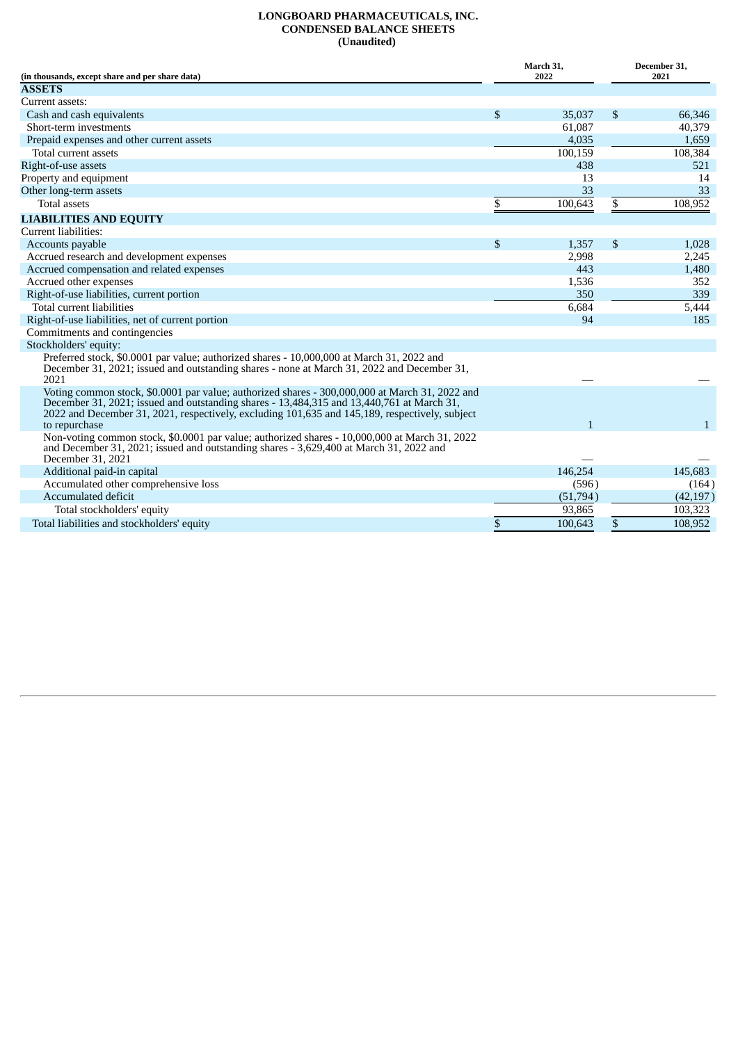# LONGBOARD PHARMACEUTICALS, INC.
## CONDENSED BALANCE SHEETS
### (Unaudited)

| (in thousands, except share and per share data) | March 31, 2022 | December 31, 2021 |
|---|---|---|
| **ASSETS** | | |
| Current assets: | | |
| Cash and cash equivalents | $ 35,037 | $ 66,346 |
| Short-term investments | 61,087 | 40,379 |
| Prepaid expenses and other current assets | 4,035 | 1,659 |
| Total current assets | 100,159 | 108,384 |
| Right-of-use assets | 438 | 521 |
| Property and equipment | 13 | 14 |
| Other long-term assets | 33 | 33 |
| Total assets | $ 100,643 | $ 108,952 |
| **LIABILITIES AND EQUITY** | | |
| Current liabilities: | | |
| Accounts payable | $ 1,357 | $ 1,028 |
| Accrued research and development expenses | 2,998 | 2,245 |
| Accrued compensation and related expenses | 443 | 1,480 |
| Accrued other expenses | 1,536 | 352 |
| Right-of-use liabilities, current portion | 350 | 339 |
| Total current liabilities | 6,684 | 5,444 |
| Right-of-use liabilities, net of current portion | 94 | 185 |
| Commitments and contingencies | | |
| Stockholders' equity: | | |
| Preferred stock, $0.0001 par value; authorized shares - 10,000,000 at March 31, 2022 and December 31, 2021; issued and outstanding shares - none at March 31, 2022 and December 31, 2021 | — | — |
| Voting common stock, $0.0001 par value; authorized shares - 300,000,000 at March 31, 2022 and December 31, 2021; issued and outstanding shares - 13,484,315 and 13,440,761 at March 31, 2022 and December 31, 2021, respectively, excluding 101,635 and 145,189, respectively, subject to repurchase | 1 | 1 |
| Non-voting common stock, $0.0001 par value; authorized shares - 10,000,000 at March 31, 2022 and December 31, 2021; issued and outstanding shares - 3,629,400 at March 31, 2022 and December 31, 2021 | — | — |
| Additional paid-in capital | 146,254 | 145,683 |
| Accumulated other comprehensive loss | (596) | (164) |
| Accumulated deficit | (51,794) | (42,197) |
| Total stockholders' equity | 93,865 | 103,323 |
| Total liabilities and stockholders' equity | $ 100,643 | $ 108,952 |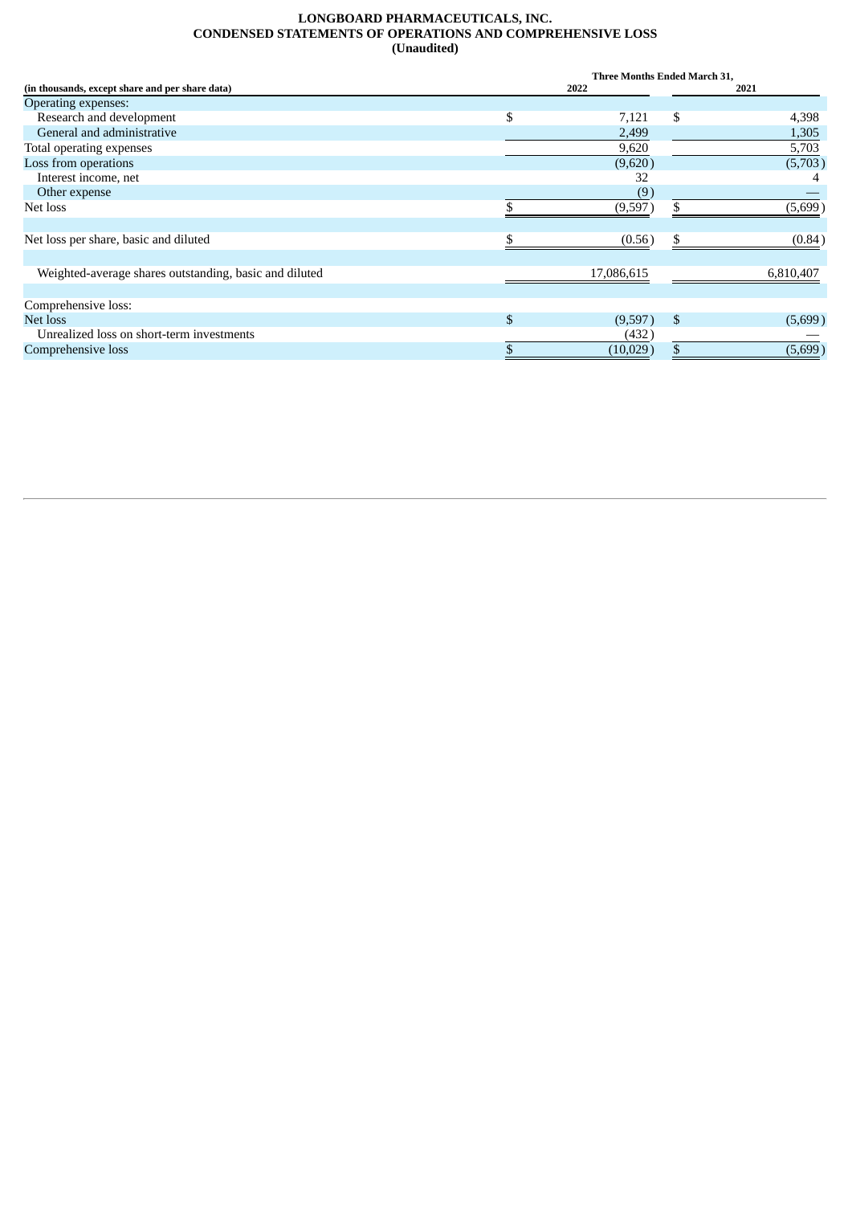**LONGBOARD PHARMACEUTICALS, INC.**
**CONDENSED STATEMENTS OF OPERATIONS AND COMPREHENSIVE LOSS**
**(Unaudited)**

| (in thousands, except share and per share data) | Three Months Ended March 31, 2022 | Three Months Ended March 31, 2021 |
|---|---|---|
| Operating expenses: | | |
| Research and development | $ 7,121 | $ 4,398 |
| General and administrative | 2,499 | 1,305 |
| Total operating expenses | 9,620 | 5,703 |
| Loss from operations | (9,620) | (5,703) |
| Interest income, net | 32 | 4 |
| Other expense | (9) | — |
| Net loss | $ (9,597) | $ (5,699) |
| | | |
| Net loss per share, basic and diluted | $ (0.56) | $ (0.84) |
| | | |
| Weighted-average shares outstanding, basic and diluted | 17,086,615 | 6,810,407 |
| | | |
| Comprehensive loss: | | |
| Net loss | $ (9,597) | $ (5,699) |
| Unrealized loss on short-term investments | (432) | — |
| Comprehensive loss | $ (10,029) | $ (5,699) |